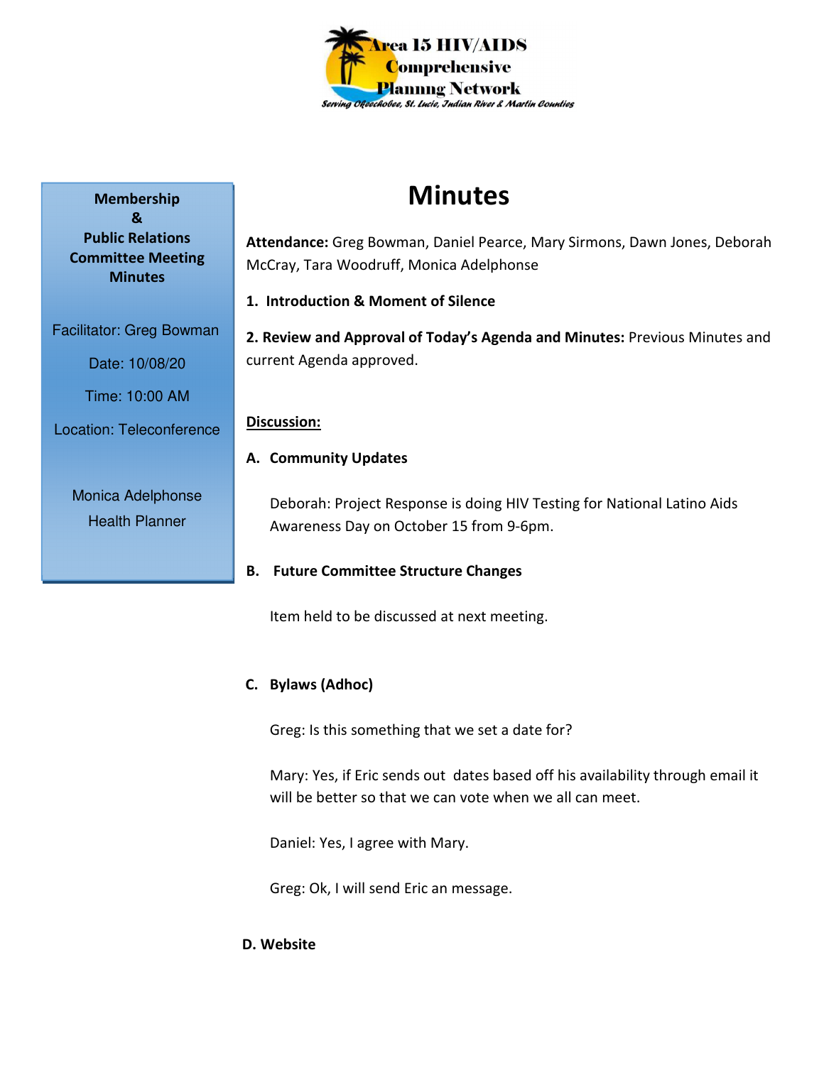Area 15 HIV/AIDS Comprehensive Planning Network

Serving Okeechobee, St. Lucie, Indian River & Martin Counties

**Membership & Public Relations Committee Meeting Minutes**

Facilitator: Greg Bowman

Date: 10/08/20

Time: 10:00 AM

Location: Teleconference

Monica Adelphonse
Health Planner

# Minutes

**Attendance:** Greg Bowman, Daniel Pearce, Mary Sirmons, Dawn Jones, Deborah McCray, Tara Woodruff, Monica Adelphonse

**1. Introduction & Moment of Silence**

**2. Review and Approval of Today's Agenda and Minutes:** Previous Minutes and current Agenda approved.

**Discussion:**

**A. Community Updates**

Deborah: Project Response is doing HIV Testing for National Latino Aids Awareness Day on October 15 from 9-6pm.

**B. Future Committee Structure Changes**

Item held to be discussed at next meeting.

**C. Bylaws (Adhoc)**

Greg: Is this something that we set a date for?

Mary: Yes, if Eric sends out dates based off his availability through email it will be better so that we can vote when we all can meet.

Daniel: Yes, I agree with Mary.

Greg: Ok, I will send Eric an message.

**D. Website**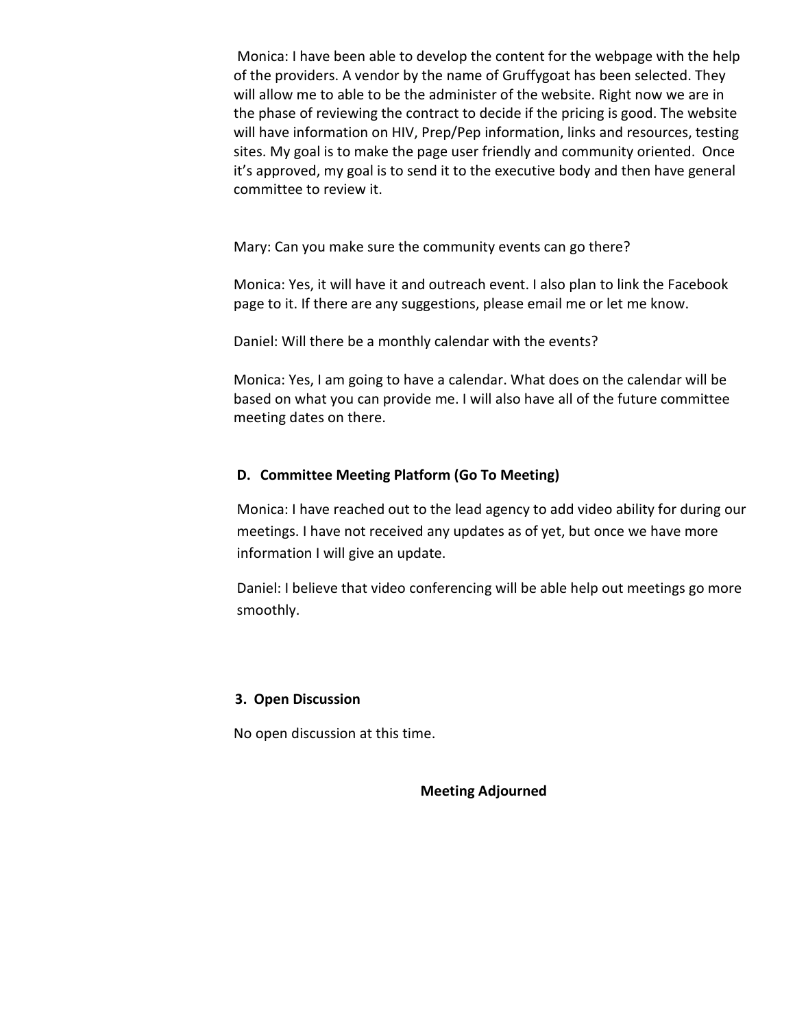Monica: I have been able to develop the content for the webpage with the help of the providers. A vendor by the name of Gruffygoat has been selected. They will allow me to able to be the administer of the website. Right now we are in the phase of reviewing the contract to decide if the pricing is good. The website will have information on HIV, Prep/Pep information, links and resources, testing sites. My goal is to make the page user friendly and community oriented. Once it's approved, my goal is to send it to the executive body and then have general committee to review it.

Mary: Can you make sure the community events can go there?

Monica: Yes, it will have it and outreach event. I also plan to link the Facebook page to it. If there are any suggestions, please email me or let me know.

Daniel: Will there be a monthly calendar with the events?

Monica: Yes, I am going to have a calendar. What does on the calendar will be based on what you can provide me. I will also have all of the future committee meeting dates on there.

**D. Committee Meeting Platform (Go To Meeting)**

Monica: I have reached out to the lead agency to add video ability for during our meetings. I have not received any updates as of yet, but once we have more information I will give an update.

Daniel: I believe that video conferencing will be able help out meetings go more smoothly.

**3. Open Discussion**

No open discussion at this time.

**Meeting Adjourned**